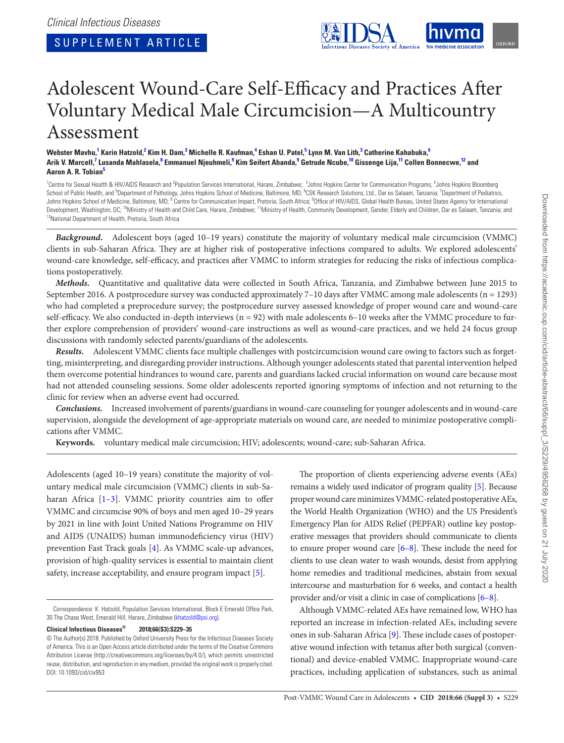Clinical Infectious Diseases

SUPPLEMENT ARTICLE

# Adolescent Wound-Care Self-Efficacy and Practices After Voluntary Medical Male Circumcision—A Multicountry Assessment

**Webster Mavhu,[1] Karin Hatzold,[2] Kim H. Dam,[3] Michelle R. Kaufman,[4] Eshan U. Patel,[5] Lynn M. Van Lith,[3] Catherine Kahabuka,[6] Arik V. Marcell,[7] Lusanda Mahlasela,[8] Emmanuel Njeuhmeli,[9] Kim Seifert Ahanda,[9] Getrude Ncube,[10] Gissenge Lija,[11] Collen Bonnecwe,[12] and Aaron A. R. Tobian[5]**

[1]Centre for Sexual Health & HIV/AIDS Research and [2]Population Services International, Harare, Zimbabwe; [3]Johns Hopkins Center for Communication Programs, [4]Johns Hopkins Bloomberg School of Public Health, and [5]Department of Pathology, Johns Hopkins School of Medicine, Baltimore, MD; [6]CSK Research Solutions, Ltd., Dar es Salaam, Tanzania; [7]Department of Pediatrics, Johns Hopkins School of Medicine, Baltimore, MD; [8] Centre for Communication Impact, Pretoria, South Africa; [9]Office of HIV/AIDS, Global Health Bureau, United States Agency for International Development, Washington, DC; [10]Ministry of Health and Child Care, Harare, Zimbabwe; [11]Ministry of Health, Community Development, Gender, Elderly and Children, Dar es Salaam, Tanzania; and [12]National Department of Health, Pretoria, South Africa

***Background.*** Adolescent boys (aged 10–19 years) constitute the majority of voluntary medical male circumcision (VMMC) clients in sub-Saharan Africa. They are at higher risk of postoperative infections compared to adults. We explored adolescents' wound-care knowledge, self-efficacy, and practices after VMMC to inform strategies for reducing the risks of infectious complications postoperatively.

***Methods.*** Quantitative and qualitative data were collected in South Africa, Tanzania, and Zimbabwe between June 2015 to September 2016. A postprocedure survey was conducted approximately 7–10 days after VMMC among male adolescents (n = 1293) who had completed a preprocedure survey; the postprocedure survey assessed knowledge of proper wound care and wound-care self-efficacy. We also conducted in-depth interviews (n = 92) with male adolescents 6–10 weeks after the VMMC procedure to further explore comprehension of providers' wound-care instructions as well as wound-care practices, and we held 24 focus group discussions with randomly selected parents/guardians of the adolescents.

***Results.*** Adolescent VMMC clients face multiple challenges with postcircumcision wound care owing to factors such as forgetting, misinterpreting, and disregarding provider instructions. Although younger adolescents stated that parental intervention helped them overcome potential hindrances to wound care, parents and guardians lacked crucial information on wound care because most had not attended counseling sessions. Some older adolescents reported ignoring symptoms of infection and not returning to the clinic for review when an adverse event had occurred.

***Conclusions.*** Increased involvement of parents/guardians in wound-care counseling for younger adolescents and in wound-care supervision, alongside the development of age-appropriate materials on wound care, are needed to minimize postoperative complications after VMMC.

**Keywords.** voluntary medical male circumcision; HIV; adolescents; wound-care; sub-Saharan Africa.

Adolescents (aged 10–19 years) constitute the majority of voluntary medical male circumcision (VMMC) clients in sub-Saharan Africa [1–3]. VMMC priority countries aim to offer VMMC and circumcise 90% of boys and men aged 10–29 years by 2021 in line with Joint United Nations Programme on HIV and AIDS (UNAIDS) human immunodeficiency virus (HIV) prevention Fast Track goals [4]. As VMMC scale-up advances, provision of high-quality services is essential to maintain client safety, increase acceptability, and ensure program impact [5].

The proportion of clients experiencing adverse events (AEs) remains a widely used indicator of program quality [5]. Because proper wound care minimizes VMMC-related postoperative AEs, the World Health Organization (WHO) and the US President's Emergency Plan for AIDS Relief (PEPFAR) outline key postoperative messages that providers should communicate to clients to ensure proper wound care [6–8]. These include the need for clients to use clean water to wash wounds, desist from applying home remedies and traditional medicines, abstain from sexual intercourse and masturbation for 6 weeks, and contact a health provider and/or visit a clinic in case of complications [6–8].

Although VMMC-related AEs have remained low, WHO has reported an increase in infection-related AEs, including severe ones in sub-Saharan Africa [9]. These include cases of postoperative wound infection with tetanus after both surgical (conventional) and device-enabled VMMC. Inappropriate wound-care practices, including application of substances, such as animal

Correspondence: K. Hatzold, Population Services International, Block E Emerald Office Park, 30 The Chase West, Emerald Hill, Harare, Zimbabwe (khatzold@psi.org).

**Clinical Infectious Diseases® 2018;66(S3):S229–35**

© The Author(s) 2018. Published by Oxford University Press for the Infectious Diseases Society of America. This is an Open Access article distributed under the terms of the Creative Commons Attribution License (http://creativecommons.org/licenses/by/4.0/), which permits unrestricted reuse, distribution, and reproduction in any medium, provided the original work is properly cited. DOI: 10.1093/cid/cix953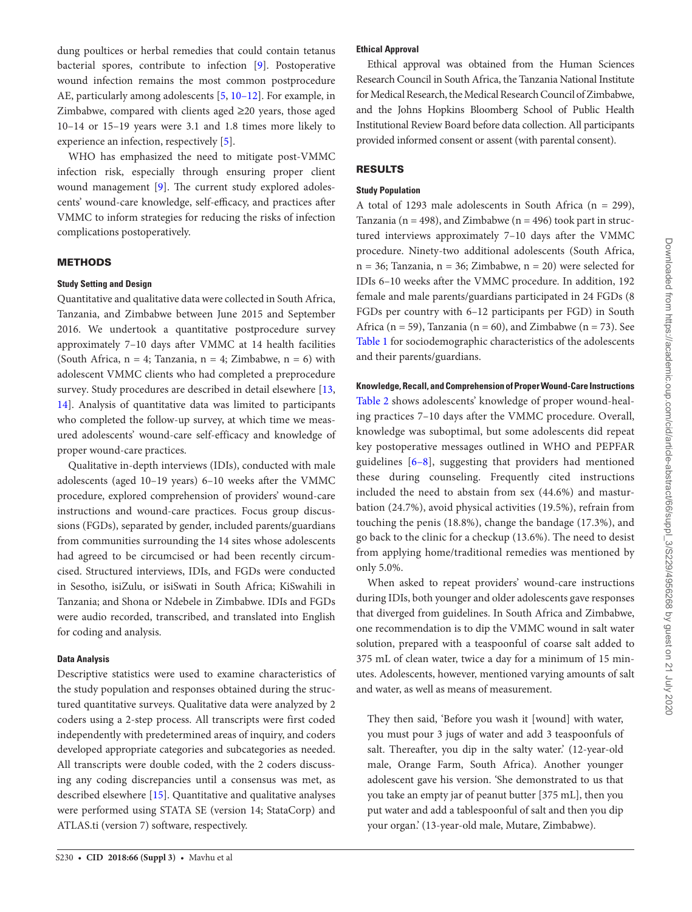dung poultices or herbal remedies that could contain tetanus bacterial spores, contribute to infection [9]. Postoperative wound infection remains the most common postprocedure AE, particularly among adolescents [5, 10–12]. For example, in Zimbabwe, compared with clients aged ≥20 years, those aged 10–14 or 15–19 years were 3.1 and 1.8 times more likely to experience an infection, respectively [5].

WHO has emphasized the need to mitigate post-VMMC infection risk, especially through ensuring proper client wound management [9]. The current study explored adolescents' wound-care knowledge, self-efficacy, and practices after VMMC to inform strategies for reducing the risks of infection complications postoperatively.

## METHODS

### Study Setting and Design

Quantitative and qualitative data were collected in South Africa, Tanzania, and Zimbabwe between June 2015 and September 2016. We undertook a quantitative postprocedure survey approximately 7–10 days after VMMC at 14 health facilities (South Africa, n = 4; Tanzania, n = 4; Zimbabwe, n = 6) with adolescent VMMC clients who had completed a preprocedure survey. Study procedures are described in detail elsewhere [13, 14]. Analysis of quantitative data was limited to participants who completed the follow-up survey, at which time we measured adolescents' wound-care self-efficacy and knowledge of proper wound-care practices.

Qualitative in-depth interviews (IDIs), conducted with male adolescents (aged 10–19 years) 6–10 weeks after the VMMC procedure, explored comprehension of providers' wound-care instructions and wound-care practices. Focus group discussions (FGDs), separated by gender, included parents/guardians from communities surrounding the 14 sites whose adolescents had agreed to be circumcised or had been recently circumcised. Structured interviews, IDIs, and FGDs were conducted in Sesotho, isiZulu, or isiSwati in South Africa; KiSwahili in Tanzania; and Shona or Ndebele in Zimbabwe. IDIs and FGDs were audio recorded, transcribed, and translated into English for coding and analysis.

### Data Analysis

Descriptive statistics were used to examine characteristics of the study population and responses obtained during the structured quantitative surveys. Qualitative data were analyzed by 2 coders using a 2-step process. All transcripts were first coded independently with predetermined areas of inquiry, and coders developed appropriate categories and subcategories as needed. All transcripts were double coded, with the 2 coders discussing any coding discrepancies until a consensus was met, as described elsewhere [15]. Quantitative and qualitative analyses were performed using STATA SE (version 14; StataCorp) and ATLAS.ti (version 7) software, respectively.

### Ethical Approval

Ethical approval was obtained from the Human Sciences Research Council in South Africa, the Tanzania National Institute for Medical Research, the Medical Research Council of Zimbabwe, and the Johns Hopkins Bloomberg School of Public Health Institutional Review Board before data collection. All participants provided informed consent or assent (with parental consent).

## RESULTS

### Study Population

A total of 1293 male adolescents in South Africa (n = 299), Tanzania (n = 498), and Zimbabwe (n = 496) took part in structured interviews approximately 7–10 days after the VMMC procedure. Ninety-two additional adolescents (South Africa, n = 36; Tanzania, n = 36; Zimbabwe, n = 20) were selected for IDIs 6–10 weeks after the VMMC procedure. In addition, 192 female and male parents/guardians participated in 24 FGDs (8 FGDs per country with 6–12 participants per FGD) in South Africa (n = 59), Tanzania (n = 60), and Zimbabwe (n = 73). See Table 1 for sociodemographic characteristics of the adolescents and their parents/guardians.

### Knowledge, Recall, and Comprehension of Proper Wound-Care Instructions

Table 2 shows adolescents' knowledge of proper wound-healing practices 7–10 days after the VMMC procedure. Overall, knowledge was suboptimal, but some adolescents did repeat key postoperative messages outlined in WHO and PEPFAR guidelines [6–8], suggesting that providers had mentioned these during counseling. Frequently cited instructions included the need to abstain from sex (44.6%) and masturbation (24.7%), avoid physical activities (19.5%), refrain from touching the penis (18.8%), change the bandage (17.3%), and go back to the clinic for a checkup (13.6%). The need to desist from applying home/traditional remedies was mentioned by only 5.0%.

When asked to repeat providers' wound-care instructions during IDIs, both younger and older adolescents gave responses that diverged from guidelines. In South Africa and Zimbabwe, one recommendation is to dip the VMMC wound in salt water solution, prepared with a teaspoonful of coarse salt added to 375 mL of clean water, twice a day for a minimum of 15 minutes. Adolescents, however, mentioned varying amounts of salt and water, as well as means of measurement.

> They then said, 'Before you wash it [wound] with water, you must pour 3 jugs of water and add 3 teaspoonfuls of salt. Thereafter, you dip in the salty water.' (12-year-old male, Orange Farm, South Africa). Another younger adolescent gave his version. 'She demonstrated to us that you take an empty jar of peanut butter [375 mL], then you put water and add a tablespoonful of salt and then you dip your organ.' (13-year-old male, Mutare, Zimbabwe).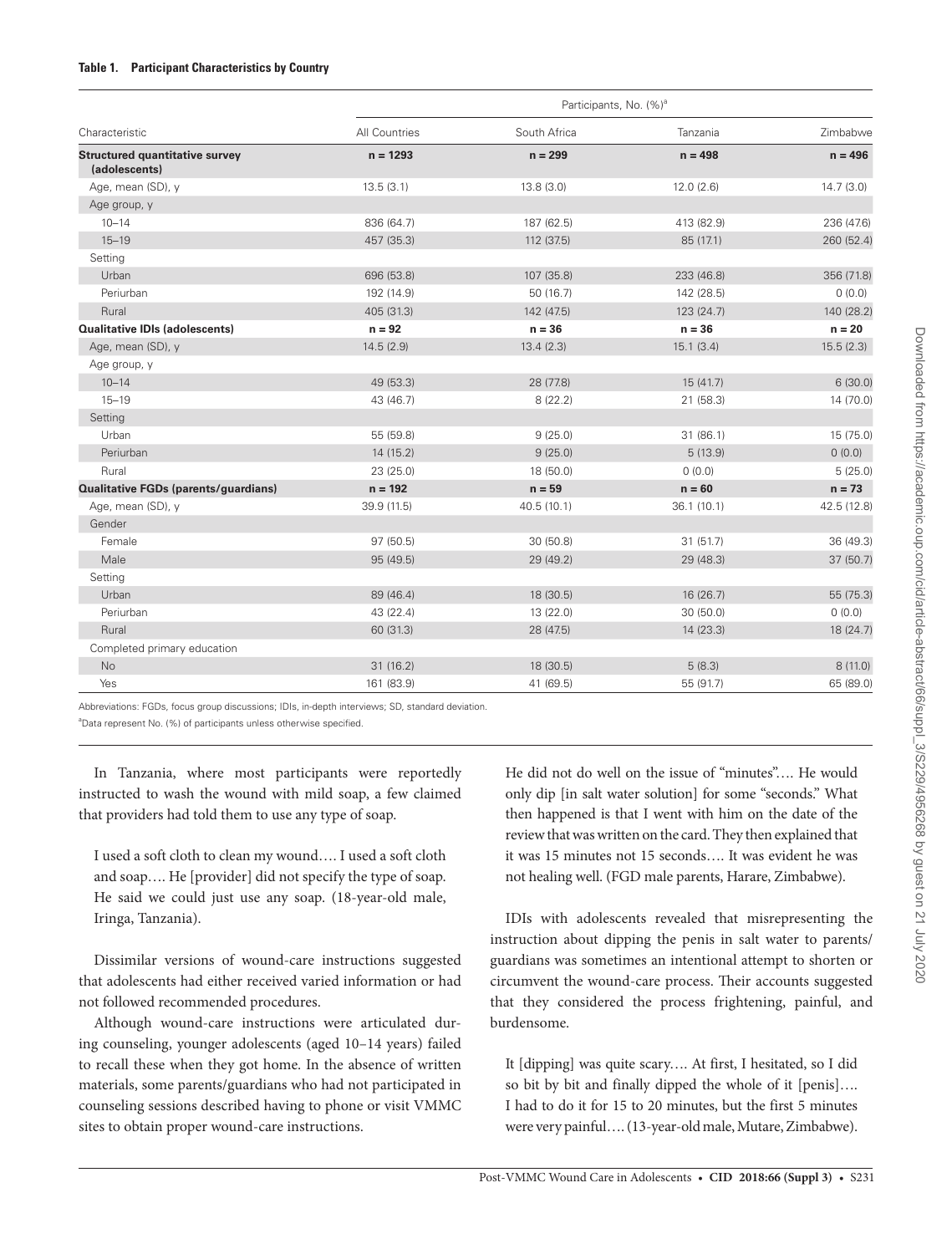**Table 1. Participant Characteristics by Country**

| Characteristic | Participants, No. (%)[a] | | | |
|---|---|---|---|---|
| | All Countries | South Africa | Tanzania | Zimbabwe |
| **Structured quantitative survey (adolescents)** | **n = 1293** | **n = 299** | **n = 498** | **n = 496** |
| Age, mean (SD), y | 13.5 (3.1) | 13.8 (3.0) | 12.0 (2.6) | 14.7 (3.0) |
| Age group, y | | | | |
| 10–14 | 836 (64.7) | 187 (62.5) | 413 (82.9) | 236 (47.6) |
| 15–19 | 457 (35.3) | 112 (37.5) | 85 (17.1) | 260 (52.4) |
| Setting | | | | |
| Urban | 696 (53.8) | 107 (35.8) | 233 (46.8) | 356 (71.8) |
| Periurban | 192 (14.9) | 50 (16.7) | 142 (28.5) | 0 (0.0) |
| Rural | 405 (31.3) | 142 (47.5) | 123 (24.7) | 140 (28.2) |
| **Qualitative IDIs (adolescents)** | **n = 92** | **n = 36** | **n = 36** | **n = 20** |
| Age, mean (SD), y | 14.5 (2.9) | 13.4 (2.3) | 15.1 (3.4) | 15.5 (2.3) |
| Age group, y | | | | |
| 10–14 | 49 (53.3) | 28 (77.8) | 15 (41.7) | 6 (30.0) |
| 15–19 | 43 (46.7) | 8 (22.2) | 21 (58.3) | 14 (70.0) |
| Setting | | | | |
| Urban | 55 (59.8) | 9 (25.0) | 31 (86.1) | 15 (75.0) |
| Periurban | 14 (15.2) | 9 (25.0) | 5 (13.9) | 0 (0.0) |
| Rural | 23 (25.0) | 18 (50.0) | 0 (0.0) | 5 (25.0) |
| **Qualitative FGDs (parents/guardians)** | **n = 192** | **n = 59** | **n = 60** | **n = 73** |
| Age, mean (SD), y | 39.9 (11.5) | 40.5 (10.1) | 36.1 (10.1) | 42.5 (12.8) |
| Gender | | | | |
| Female | 97 (50.5) | 30 (50.8) | 31 (51.7) | 36 (49.3) |
| Male | 95 (49.5) | 29 (49.2) | 29 (48.3) | 37 (50.7) |
| Setting | | | | |
| Urban | 89 (46.4) | 18 (30.5) | 16 (26.7) | 55 (75.3) |
| Periurban | 43 (22.4) | 13 (22.0) | 30 (50.0) | 0 (0.0) |
| Rural | 60 (31.3) | 28 (47.5) | 14 (23.3) | 18 (24.7) |
| Completed primary education | | | | |
| No | 31 (16.2) | 18 (30.5) | 5 (8.3) | 8 (11.0) |
| Yes | 161 (83.9) | 41 (69.5) | 55 (91.7) | 65 (89.0) |

Abbreviations: FGDs, focus group discussions; IDIs, in-depth interviews; SD, standard deviation.

[a]Data represent No. (%) of participants unless otherwise specified.

In Tanzania, where most participants were reportedly instructed to wash the wound with mild soap, a few claimed that providers had told them to use any type of soap.

> I used a soft cloth to clean my wound…. I used a soft cloth and soap…. He [provider] did not specify the type of soap. He said we could just use any soap. (18-year-old male, Iringa, Tanzania).

Dissimilar versions of wound-care instructions suggested that adolescents had either received varied information or had not followed recommended procedures.

Although wound-care instructions were articulated during counseling, younger adolescents (aged 10–14 years) failed to recall these when they got home. In the absence of written materials, some parents/guardians who had not participated in counseling sessions described having to phone or visit VMMC sites to obtain proper wound-care instructions.

> He did not do well on the issue of "minutes"…. He would only dip [in salt water solution] for some "seconds." What then happened is that I went with him on the date of the review that was written on the card. They then explained that it was 15 minutes not 15 seconds…. It was evident he was not healing well. (FGD male parents, Harare, Zimbabwe).

IDIs with adolescents revealed that misrepresenting the instruction about dipping the penis in salt water to parents/guardians was sometimes an intentional attempt to shorten or circumvent the wound-care process. Their accounts suggested that they considered the process frightening, painful, and burdensome.

> It [dipping] was quite scary…. At first, I hesitated, so I did so bit by bit and finally dipped the whole of it [penis]…. I had to do it for 15 to 20 minutes, but the first 5 minutes were very painful…. (13-year-old male, Mutare, Zimbabwe).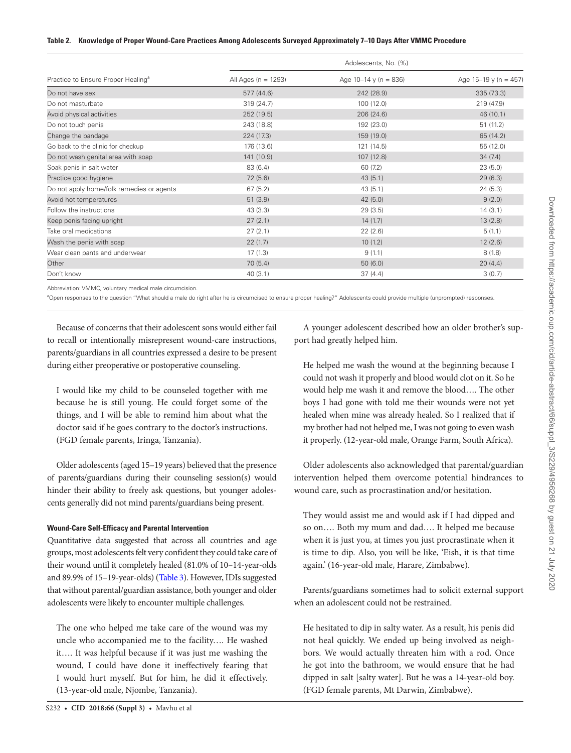**Table 2. Knowledge of Proper Wound-Care Practices Among Adolescents Surveyed Approximately 7–10 Days After VMMC Procedure**

| Practice to Ensure Proper Healing[a] | Adolescents, No. (%) | | |
|---|---|---|---|
| | All Ages (n = 1293) | Age 10–14 y (n = 836) | Age 15–19 y (n = 457) |
| Do not have sex | 577 (44.6) | 242 (28.9) | 335 (73.3) |
| Do not masturbate | 319 (24.7) | 100 (12.0) | 219 (47.9) |
| Avoid physical activities | 252 (19.5) | 206 (24.6) | 46 (10.1) |
| Do not touch penis | 243 (18.8) | 192 (23.0) | 51 (11.2) |
| Change the bandage | 224 (17.3) | 159 (19.0) | 65 (14.2) |
| Go back to the clinic for checkup | 176 (13.6) | 121 (14.5) | 55 (12.0) |
| Do not wash genital area with soap | 141 (10.9) | 107 (12.8) | 34 (7.4) |
| Soak penis in salt water | 83 (6.4) | 60 (7.2) | 23 (5.0) |
| Practice good hygiene | 72 (5.6) | 43 (5.1) | 29 (6.3) |
| Do not apply home/folk remedies or agents | 67 (5.2) | 43 (5.1) | 24 (5.3) |
| Avoid hot temperatures | 51 (3.9) | 42 (5.0) | 9 (2.0) |
| Follow the instructions | 43 (3.3) | 29 (3.5) | 14 (3.1) |
| Keep penis facing upright | 27 (2.1) | 14 (1.7) | 13 (2.8) |
| Take oral medications | 27 (2.1) | 22 (2.6) | 5 (1.1) |
| Wash the penis with soap | 22 (1.7) | 10 (1.2) | 12 (2.6) |
| Wear clean pants and underwear | 17 (1.3) | 9 (1.1) | 8 (1.8) |
| Other | 70 (5.4) | 50 (6.0) | 20 (4.4) |
| Don't know | 40 (3.1) | 37 (4.4) | 3 (0.7) |

Abbreviation: VMMC, voluntary medical male circumcision.

[a]Open responses to the question "What should a male do right after he is circumcised to ensure proper healing?" Adolescents could provide multiple (unprompted) responses.

Because of concerns that their adolescent sons would either fail to recall or intentionally misrepresent wound-care instructions, parents/guardians in all countries expressed a desire to be present during either preoperative or postoperative counseling.

> I would like my child to be counseled together with me because he is still young. He could forget some of the things, and I will be able to remind him about what the doctor said if he goes contrary to the doctor's instructions. (FGD female parents, Iringa, Tanzania).

Older adolescents (aged 15–19 years) believed that the presence of parents/guardians during their counseling session(s) would hinder their ability to freely ask questions, but younger adolescents generally did not mind parents/guardians being present.

#### Wound-Care Self-Efficacy and Parental Intervention

Quantitative data suggested that across all countries and age groups, most adolescents felt very confident they could take care of their wound until it completely healed (81.0% of 10–14-year-olds and 89.9% of 15–19-year-olds) (Table 3). However, IDIs suggested that without parental/guardian assistance, both younger and older adolescents were likely to encounter multiple challenges.

> The one who helped me take care of the wound was my uncle who accompanied me to the facility…. He washed it…. It was helpful because if it was just me washing the wound, I could have done it ineffectively fearing that I would hurt myself. But for him, he did it effectively. (13-year-old male, Njombe, Tanzania).

A younger adolescent described how an older brother's support had greatly helped him.

> He helped me wash the wound at the beginning because I could not wash it properly and blood would clot on it. So he would help me wash it and remove the blood…. The other boys I had gone with told me their wounds were not yet healed when mine was already healed. So I realized that if my brother had not helped me, I was not going to even wash it properly. (12-year-old male, Orange Farm, South Africa).

Older adolescents also acknowledged that parental/guardian intervention helped them overcome potential hindrances to wound care, such as procrastination and/or hesitation.

> They would assist me and would ask if I had dipped and so on…. Both my mum and dad…. It helped me because when it is just you, at times you just procrastinate when it is time to dip. Also, you will be like, 'Eish, it is that time again.' (16-year-old male, Harare, Zimbabwe).

Parents/guardians sometimes had to solicit external support when an adolescent could not be restrained.

> He hesitated to dip in salty water. As a result, his penis did not heal quickly. We ended up being involved as neighbors. We would actually threaten him with a rod. Once he got into the bathroom, we would ensure that he had dipped in salt [salty water]. But he was a 14-year-old boy. (FGD female parents, Mt Darwin, Zimbabwe).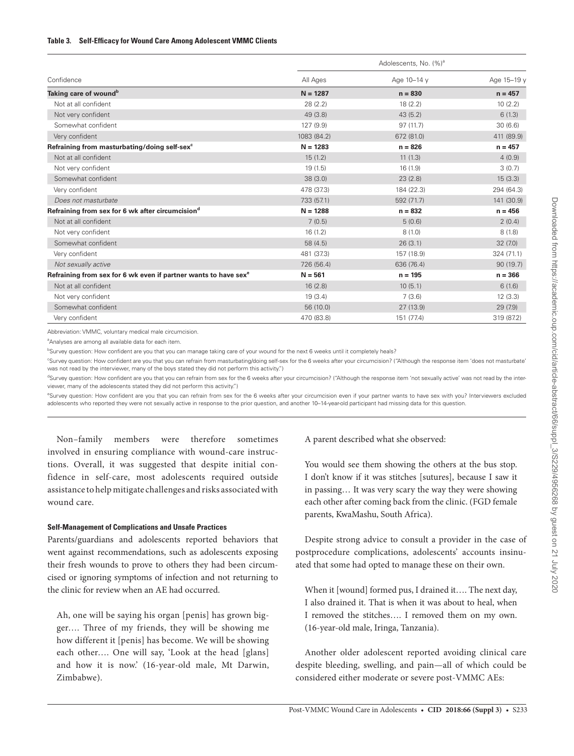**Table 3. Self-Efficacy for Wound Care Among Adolescent VMMC Clients**

| Confidence | Adolescents, No. (%)[a] | | |
|---|---|---|---|
| | All Ages | Age 10–14 y | Age 15–19 y |
| **Taking care of wound[b]** | **N = 1287** | **n = 830** | **n = 457** |
| Not at all confident | 28 (2.2) | 18 (2.2) | 10 (2.2) |
| Not very confident | 49 (3.8) | 43 (5.2) | 6 (1.3) |
| Somewhat confident | 127 (9.9) | 97 (11.7) | 30 (6.6) |
| Very confident | 1083 (84.2) | 672 (81.0) | 411 (89.9) |
| **Refraining from masturbating/doing self-sex[c]** | **N = 1283** | **n = 826** | **n = 457** |
| Not at all confident | 15 (1.2) | 11 (1.3) | 4 (0.9) |
| Not very confident | 19 (1.5) | 16 (1.9) | 3 (0.7) |
| Somewhat confident | 38 (3.0) | 23 (2.8) | 15 (3.3) |
| Very confident | 478 (37.3) | 184 (22.3) | 294 (64.3) |
| *Does not masturbate* | 733 (57.1) | 592 (71.7) | 141 (30.9) |
| **Refraining from sex for 6 wk after circumcision[d]** | **N = 1288** | **n = 832** | **n = 456** |
| Not at all confident | 7 (0.5) | 5 (0.6) | 2 (0.4) |
| Not very confident | 16 (1.2) | 8 (1.0) | 8 (1.8) |
| Somewhat confident | 58 (4.5) | 26 (3.1) | 32 (7.0) |
| Very confident | 481 (37.3) | 157 (18.9) | 324 (71.1) |
| *Not sexually active* | 726 (56.4) | 636 (76.4) | 90 (19.7) |
| **Refraining from sex for 6 wk even if partner wants to have sex[e]** | **N = 561** | **n = 195** | **n = 366** |
| Not at all confident | 16 (2.8) | 10 (5.1) | 6 (1.6) |
| Not very confident | 19 (3.4) | 7 (3.6) | 12 (3.3) |
| Somewhat confident | 56 (10.0) | 27 (13.9) | 29 (7.9) |
| Very confident | 470 (83.8) | 151 (77.4) | 319 (87.2) |

Abbreviation: VMMC, voluntary medical male circumcision.

[a]Analyses are among all available data for each item.

[b]Survey question: How confident are you that you can manage taking care of your wound for the next 6 weeks until it completely heals?

[c]Survey question: How confident are you that you can refrain from masturbating/doing self-sex for the 6 weeks after your circumcision? ("Although the response item 'does not masturbate' was not read by the interviewer, many of the boys stated they did not perform this activity.")

[d]Survey question: How confident are you that you can refrain from sex for the 6 weeks after your circumcision? ("Although the response item 'not sexually active' was not read by the interviewer, many of the adolescents stated they did not perform this activity.")

[e]Survey question: How confident are you that you can refrain from sex for the 6 weeks after your circumcision even if your partner wants to have sex with you? Interviewers excluded adolescents who reported they were not sexually active in response to the prior question, and another 10–14-year-old participant had missing data for this question.

Non–family members were therefore sometimes involved in ensuring compliance with wound-care instructions. Overall, it was suggested that despite initial confidence in self-care, most adolescents required outside assistance to help mitigate challenges and risks associated with wound care.

#### Self-Management of Complications and Unsafe Practices

Parents/guardians and adolescents reported behaviors that went against recommendations, such as adolescents exposing their fresh wounds to prove to others they had been circumcised or ignoring symptoms of infection and not returning to the clinic for review when an AE had occurred.

> Ah, one will be saying his organ [penis] has grown bigger…. Three of my friends, they will be showing me how different it [penis] has become. We will be showing each other…. One will say, 'Look at the head [glans] and how it is now.' (16-year-old male, Mt Darwin, Zimbabwe).

A parent described what she observed:

> You would see them showing the others at the bus stop. I don't know if it was stitches [sutures], because I saw it in passing… It was very scary the way they were showing each other after coming back from the clinic. (FGD female parents, KwaMashu, South Africa).

Despite strong advice to consult a provider in the case of postprocedure complications, adolescents' accounts insinuated that some had opted to manage these on their own.

> When it [wound] formed pus, I drained it…. The next day, I also drained it. That is when it was about to heal, when I removed the stitches…. I removed them on my own. (16-year-old male, Iringa, Tanzania).

Another older adolescent reported avoiding clinical care despite bleeding, swelling, and pain—all of which could be considered either moderate or severe post-VMMC AEs: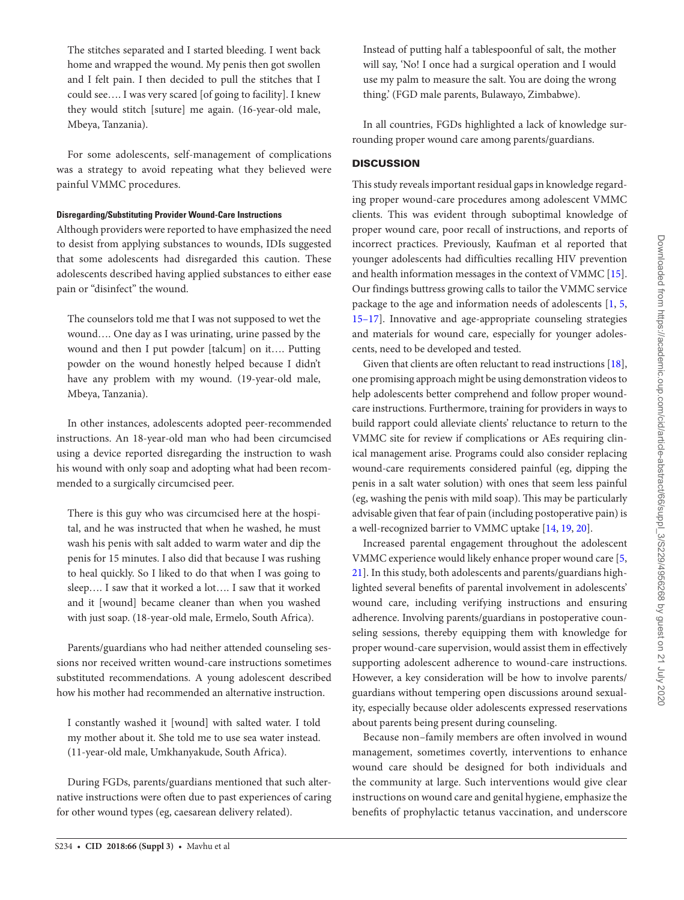The stitches separated and I started bleeding. I went back home and wrapped the wound. My penis then got swollen and I felt pain. I then decided to pull the stitches that I could see…. I was very scared [of going to facility]. I knew they would stitch [suture] me again. (16-year-old male, Mbeya, Tanzania).

For some adolescents, self-management of complications was a strategy to avoid repeating what they believed were painful VMMC procedures.

#### Disregarding/Substituting Provider Wound-Care Instructions

Although providers were reported to have emphasized the need to desist from applying substances to wounds, IDIs suggested that some adolescents had disregarded this caution. These adolescents described having applied substances to either ease pain or "disinfect" the wound.

The counselors told me that I was not supposed to wet the wound…. One day as I was urinating, urine passed by the wound and then I put powder [talcum] on it…. Putting powder on the wound honestly helped because I didn't have any problem with my wound. (19-year-old male, Mbeya, Tanzania).

In other instances, adolescents adopted peer-recommended instructions. An 18-year-old man who had been circumcised using a device reported disregarding the instruction to wash his wound with only soap and adopting what had been recommended to a surgically circumcised peer.

There is this guy who was circumcised here at the hospital, and he was instructed that when he washed, he must wash his penis with salt added to warm water and dip the penis for 15 minutes. I also did that because I was rushing to heal quickly. So I liked to do that when I was going to sleep…. I saw that it worked a lot…. I saw that it worked and it [wound] became cleaner than when you washed with just soap. (18-year-old male, Ermelo, South Africa).

Parents/guardians who had neither attended counseling sessions nor received written wound-care instructions sometimes substituted recommendations. A young adolescent described how his mother had recommended an alternative instruction.

I constantly washed it [wound] with salted water. I told my mother about it. She told me to use sea water instead. (11-year-old male, Umkhanyakude, South Africa).

During FGDs, parents/guardians mentioned that such alternative instructions were often due to past experiences of caring for other wound types (eg, caesarean delivery related).

Instead of putting half a tablespoonful of salt, the mother will say, 'No! I once had a surgical operation and I would use my palm to measure the salt. You are doing the wrong thing.' (FGD male parents, Bulawayo, Zimbabwe).

In all countries, FGDs highlighted a lack of knowledge surrounding proper wound care among parents/guardians.

## DISCUSSION

This study reveals important residual gaps in knowledge regarding proper wound-care procedures among adolescent VMMC clients. This was evident through suboptimal knowledge of proper wound care, poor recall of instructions, and reports of incorrect practices. Previously, Kaufman et al reported that younger adolescents had difficulties recalling HIV prevention and health information messages in the context of VMMC [15]. Our findings buttress growing calls to tailor the VMMC service package to the age and information needs of adolescents [1, 5, 15–17]. Innovative and age-appropriate counseling strategies and materials for wound care, especially for younger adolescents, need to be developed and tested.

Given that clients are often reluctant to read instructions [18], one promising approach might be using demonstration videos to help adolescents better comprehend and follow proper wound-care instructions. Furthermore, training for providers in ways to build rapport could alleviate clients' reluctance to return to the VMMC site for review if complications or AEs requiring clinical management arise. Programs could also consider replacing wound-care requirements considered painful (eg, dipping the penis in a salt water solution) with ones that seem less painful (eg, washing the penis with mild soap). This may be particularly advisable given that fear of pain (including postoperative pain) is a well-recognized barrier to VMMC uptake [14, 19, 20].

Increased parental engagement throughout the adolescent VMMC experience would likely enhance proper wound care [5, 21]. In this study, both adolescents and parents/guardians highlighted several benefits of parental involvement in adolescents' wound care, including verifying instructions and ensuring adherence. Involving parents/guardians in postoperative counseling sessions, thereby equipping them with knowledge for proper wound-care supervision, would assist them in effectively supporting adolescent adherence to wound-care instructions. However, a key consideration will be how to involve parents/guardians without tempering open discussions around sexuality, especially because older adolescents expressed reservations about parents being present during counseling.

Because non–family members are often involved in wound management, sometimes covertly, interventions to enhance wound care should be designed for both individuals and the community at large. Such interventions would give clear instructions on wound care and genital hygiene, emphasize the benefits of prophylactic tetanus vaccination, and underscore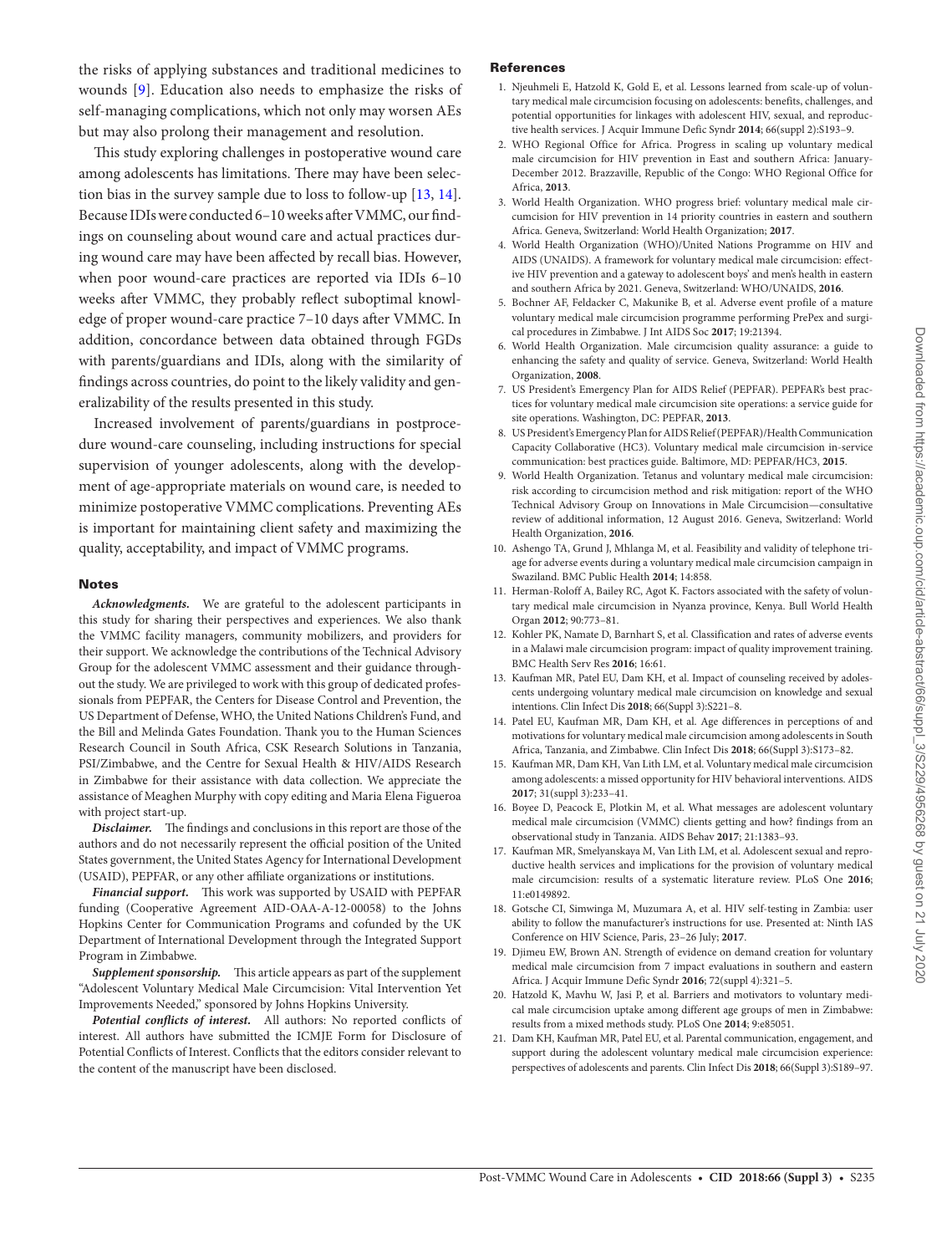the risks of applying substances and traditional medicines to wounds [9]. Education also needs to emphasize the risks of self-managing complications, which not only may worsen AEs but may also prolong their management and resolution.

This study exploring challenges in postoperative wound care among adolescents has limitations. There may have been selection bias in the survey sample due to loss to follow-up [13, 14]. Because IDIs were conducted 6–10 weeks after VMMC, our findings on counseling about wound care and actual practices during wound care may have been affected by recall bias. However, when poor wound-care practices are reported via IDIs 6–10 weeks after VMMC, they probably reflect suboptimal knowledge of proper wound-care practice 7–10 days after VMMC. In addition, concordance between data obtained through FGDs with parents/guardians and IDIs, along with the similarity of findings across countries, do point to the likely validity and generalizability of the results presented in this study.

Increased involvement of parents/guardians in postprocedure wound-care counseling, including instructions for special supervision of younger adolescents, along with the development of age-appropriate materials on wound care, is needed to minimize postoperative VMMC complications. Preventing AEs is important for maintaining client safety and maximizing the quality, acceptability, and impact of VMMC programs.

## Notes

***Acknowledgments.*** We are grateful to the adolescent participants in this study for sharing their perspectives and experiences. We also thank the VMMC facility managers, community mobilizers, and providers for their support. We acknowledge the contributions of the Technical Advisory Group for the adolescent VMMC assessment and their guidance throughout the study. We are privileged to work with this group of dedicated professionals from PEPFAR, the Centers for Disease Control and Prevention, the US Department of Defense, WHO, the United Nations Children's Fund, and the Bill and Melinda Gates Foundation. Thank you to the Human Sciences Research Council in South Africa, CSK Research Solutions in Tanzania, PSI/Zimbabwe, and the Centre for Sexual Health & HIV/AIDS Research in Zimbabwe for their assistance with data collection. We appreciate the assistance of Meaghen Murphy with copy editing and Maria Elena Figueroa with project start-up.

***Disclaimer.*** The findings and conclusions in this report are those of the authors and do not necessarily represent the official position of the United States government, the United States Agency for International Development (USAID), PEPFAR, or any other affiliate organizations or institutions.

***Financial support.*** This work was supported by USAID with PEPFAR funding (Cooperative Agreement AID-OAA-A-12-00058) to the Johns Hopkins Center for Communication Programs and cofunded by the UK Department of International Development through the Integrated Support Program in Zimbabwe.

***Supplement sponsorship.*** This article appears as part of the supplement "Adolescent Voluntary Medical Male Circumcision: Vital Intervention Yet Improvements Needed," sponsored by Johns Hopkins University.

***Potential conflicts of interest.*** All authors: No reported conflicts of interest. All authors have submitted the ICMJE Form for Disclosure of Potential Conflicts of Interest. Conflicts that the editors consider relevant to the content of the manuscript have been disclosed.

## References

1. Njeuhmeli E, Hatzold K, Gold E, et al. Lessons learned from scale-up of voluntary medical male circumcision focusing on adolescents: benefits, challenges, and potential opportunities for linkages with adolescent HIV, sexual, and reproductive health services. J Acquir Immune Defic Syndr **2014**; 66(suppl 2):S193–9.
2. WHO Regional Office for Africa. Progress in scaling up voluntary medical male circumcision for HIV prevention in East and southern Africa: January-December 2012. Brazzaville, Republic of the Congo: WHO Regional Office for Africa, **2013**.
3. World Health Organization. WHO progress brief: voluntary medical male circumcision for HIV prevention in 14 priority countries in eastern and southern Africa. Geneva, Switzerland: World Health Organization; **2017**.
4. World Health Organization (WHO)/United Nations Programme on HIV and AIDS (UNAIDS). A framework for voluntary medical male circumcision: effective HIV prevention and a gateway to adolescent boys' and men's health in eastern and southern Africa by 2021. Geneva, Switzerland: WHO/UNAIDS, **2016**.
5. Bochner AF, Feldacker C, Makunike B, et al. Adverse event profile of a mature voluntary medical male circumcision programme performing PrePex and surgical procedures in Zimbabwe. J Int AIDS Soc **2017**; 19:21394.
6. World Health Organization. Male circumcision quality assurance: a guide to enhancing the safety and quality of service. Geneva, Switzerland: World Health Organization, **2008**.
7. US President's Emergency Plan for AIDS Relief (PEPFAR). PEPFAR's best practices for voluntary medical male circumcision site operations: a service guide for site operations. Washington, DC: PEPFAR, **2013**.
8. US President's Emergency Plan for AIDS Relief (PEPFAR)/Health Communication Capacity Collaborative (HC3). Voluntary medical male circumcision in-service communication: best practices guide. Baltimore, MD: PEPFAR/HC3, **2015**.
9. World Health Organization. Tetanus and voluntary medical male circumcision: risk according to circumcision method and risk mitigation: report of the WHO Technical Advisory Group on Innovations in Male Circumcision—consultative review of additional information, 12 August 2016. Geneva, Switzerland: World Health Organization, **2016**.
10. Ashengo TA, Grund J, Mhlanga M, et al. Feasibility and validity of telephone triage for adverse events during a voluntary medical male circumcision campaign in Swaziland. BMC Public Health **2014**; 14:858.
11. Herman-Roloff A, Bailey RC, Agot K. Factors associated with the safety of voluntary medical male circumcision in Nyanza province, Kenya. Bull World Health Organ **2012**; 90:773–81.
12. Kohler PK, Namate D, Barnhart S, et al. Classification and rates of adverse events in a Malawi male circumcision program: impact of quality improvement training. BMC Health Serv Res **2016**; 16:61.
13. Kaufman MR, Patel EU, Dam KH, et al. Impact of counseling received by adolescents undergoing voluntary medical male circumcision on knowledge and sexual intentions. Clin Infect Dis **2018**; 66(Suppl 3):S221–8.
14. Patel EU, Kaufman MR, Dam KH, et al. Age differences in perceptions of and motivations for voluntary medical male circumcision among adolescents in South Africa, Tanzania, and Zimbabwe. Clin Infect Dis **2018**; 66(Suppl 3):S173–82.
15. Kaufman MR, Dam KH, Van Lith LM, et al. Voluntary medical male circumcision among adolescents: a missed opportunity for HIV behavioral interventions. AIDS **2017**; 31(suppl 3):233–41.
16. Boyee D, Peacock E, Plotkin M, et al. What messages are adolescent voluntary medical male circumcision (VMMC) clients getting and how? findings from an observational study in Tanzania. AIDS Behav **2017**; 21:1383–93.
17. Kaufman MR, Smelyanskaya M, Van Lith LM, et al. Adolescent sexual and reproductive health services and implications for the provision of voluntary medical male circumcision: results of a systematic literature review. PLoS One **2016**; 11:e0149892.
18. Gotsche CI, Simwinga M, Muzumara A, et al. HIV self-testing in Zambia: user ability to follow the manufacturer's instructions for use. Presented at: Ninth IAS Conference on HIV Science, Paris, 23–26 July; **2017**.
19. Djimeu EW, Brown AN. Strength of evidence on demand creation for voluntary medical male circumcision from 7 impact evaluations in southern and eastern Africa. J Acquir Immune Defic Syndr **2016**; 72(suppl 4):321–5.
20. Hatzold K, Mavhu W, Jasi P, et al. Barriers and motivators to voluntary medical male circumcision uptake among different age groups of men in Zimbabwe: results from a mixed methods study. PLoS One **2014**; 9:e85051.
21. Dam KH, Kaufman MR, Patel EU, et al. Parental communication, engagement, and support during the adolescent voluntary medical male circumcision experience: perspectives of adolescents and parents. Clin Infect Dis **2018**; 66(Suppl 3):S189–97.